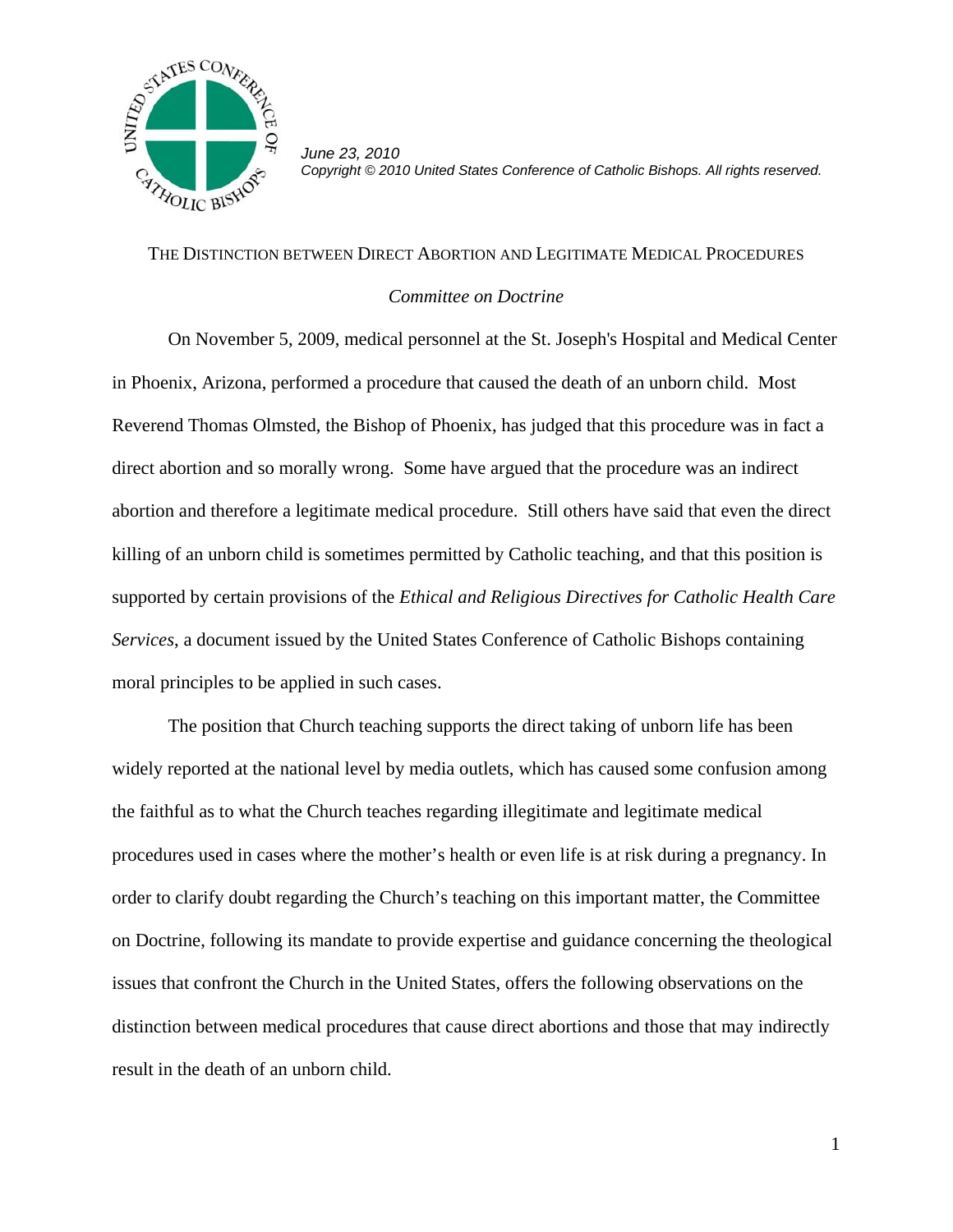June 23, 2010
Copyright © 2010 United States Conference of Catholic Bishops. All rights reserved.

# THE DISTINCTION BETWEEN DIRECT ABORTION AND LEGITIMATE MEDICAL PROCEDURES

*Committee on Doctrine*

On November 5, 2009, medical personnel at the St. Joseph's Hospital and Medical Center in Phoenix, Arizona, performed a procedure that caused the death of an unborn child. Most Reverend Thomas Olmsted, the Bishop of Phoenix, has judged that this procedure was in fact a direct abortion and so morally wrong. Some have argued that the procedure was an indirect abortion and therefore a legitimate medical procedure. Still others have said that even the direct killing of an unborn child is sometimes permitted by Catholic teaching, and that this position is supported by certain provisions of the *Ethical and Religious Directives for Catholic Health Care Services*, a document issued by the United States Conference of Catholic Bishops containing moral principles to be applied in such cases.

The position that Church teaching supports the direct taking of unborn life has been widely reported at the national level by media outlets, which has caused some confusion among the faithful as to what the Church teaches regarding illegitimate and legitimate medical procedures used in cases where the mother's health or even life is at risk during a pregnancy. In order to clarify doubt regarding the Church's teaching on this important matter, the Committee on Doctrine, following its mandate to provide expertise and guidance concerning the theological issues that confront the Church in the United States, offers the following observations on the distinction between medical procedures that cause direct abortions and those that may indirectly result in the death of an unborn child.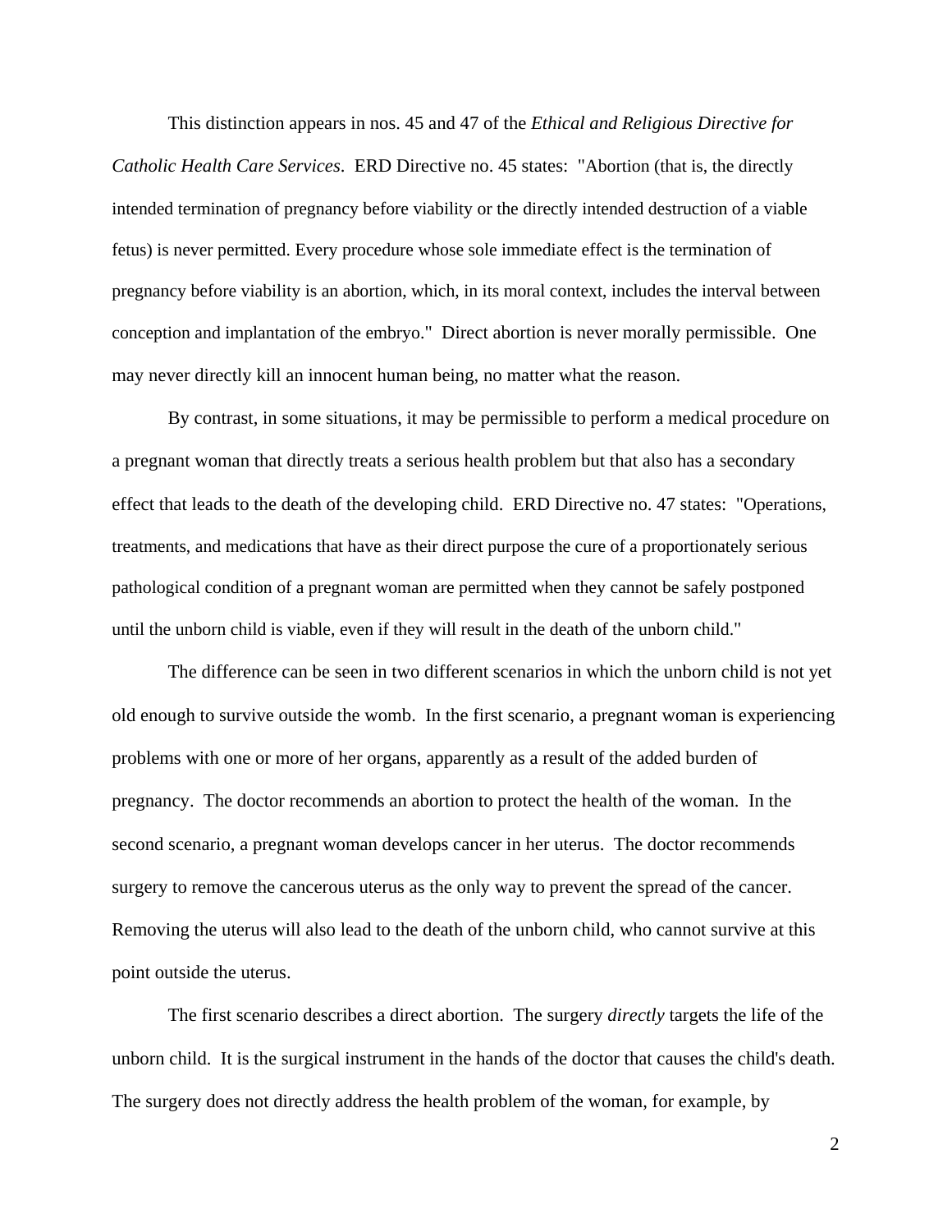This distinction appears in nos. 45 and 47 of the *Ethical and Religious Directive for Catholic Health Care Services*. ERD Directive no. 45 states: "Abortion (that is, the directly intended termination of pregnancy before viability or the directly intended destruction of a viable fetus) is never permitted. Every procedure whose sole immediate effect is the termination of pregnancy before viability is an abortion, which, in its moral context, includes the interval between conception and implantation of the embryo." Direct abortion is never morally permissible. One may never directly kill an innocent human being, no matter what the reason.

By contrast, in some situations, it may be permissible to perform a medical procedure on a pregnant woman that directly treats a serious health problem but that also has a secondary effect that leads to the death of the developing child. ERD Directive no. 47 states: "Operations, treatments, and medications that have as their direct purpose the cure of a proportionately serious pathological condition of a pregnant woman are permitted when they cannot be safely postponed until the unborn child is viable, even if they will result in the death of the unborn child."

The difference can be seen in two different scenarios in which the unborn child is not yet old enough to survive outside the womb. In the first scenario, a pregnant woman is experiencing problems with one or more of her organs, apparently as a result of the added burden of pregnancy. The doctor recommends an abortion to protect the health of the woman. In the second scenario, a pregnant woman develops cancer in her uterus. The doctor recommends surgery to remove the cancerous uterus as the only way to prevent the spread of the cancer. Removing the uterus will also lead to the death of the unborn child, who cannot survive at this point outside the uterus.

The first scenario describes a direct abortion. The surgery *directly* targets the life of the unborn child. It is the surgical instrument in the hands of the doctor that causes the child's death. The surgery does not directly address the health problem of the woman, for example, by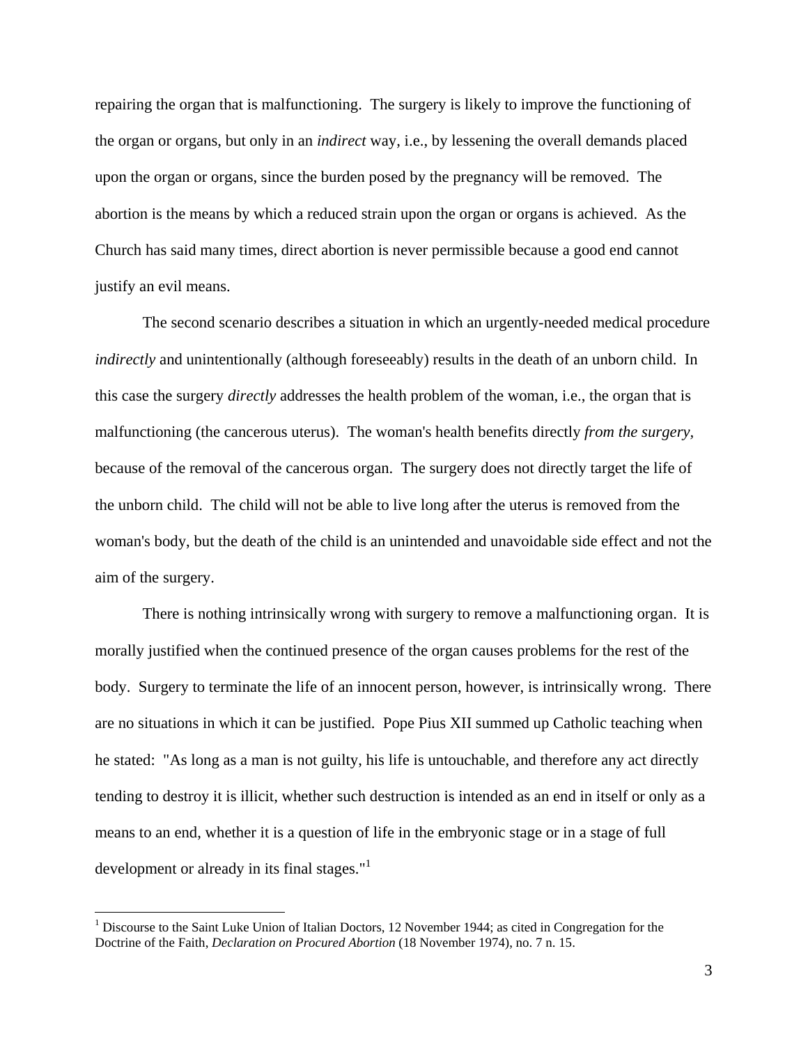repairing the organ that is malfunctioning. The surgery is likely to improve the functioning of the organ or organs, but only in an *indirect* way, i.e., by lessening the overall demands placed upon the organ or organs, since the burden posed by the pregnancy will be removed. The abortion is the means by which a reduced strain upon the organ or organs is achieved. As the Church has said many times, direct abortion is never permissible because a good end cannot justify an evil means.

The second scenario describes a situation in which an urgently-needed medical procedure *indirectly* and unintentionally (although foreseeably) results in the death of an unborn child. In this case the surgery *directly* addresses the health problem of the woman, i.e., the organ that is malfunctioning (the cancerous uterus). The woman's health benefits directly *from the surgery,* because of the removal of the cancerous organ. The surgery does not directly target the life of the unborn child. The child will not be able to live long after the uterus is removed from the woman's body, but the death of the child is an unintended and unavoidable side effect and not the aim of the surgery.

There is nothing intrinsically wrong with surgery to remove a malfunctioning organ. It is morally justified when the continued presence of the organ causes problems for the rest of the body. Surgery to terminate the life of an innocent person, however, is intrinsically wrong. There are no situations in which it can be justified. Pope Pius XII summed up Catholic teaching when he stated: "As long as a man is not guilty, his life is untouchable, and therefore any act directly tending to destroy it is illicit, whether such destruction is intended as an end in itself or only as a means to an end, whether it is a question of life in the embryonic stage or in a stage of full development or already in its final stages."[1]

---

[1] Discourse to the Saint Luke Union of Italian Doctors, 12 November 1944; as cited in Congregation for the Doctrine of the Faith, *Declaration on Procured Abortion* (18 November 1974), no. 7 n. 15.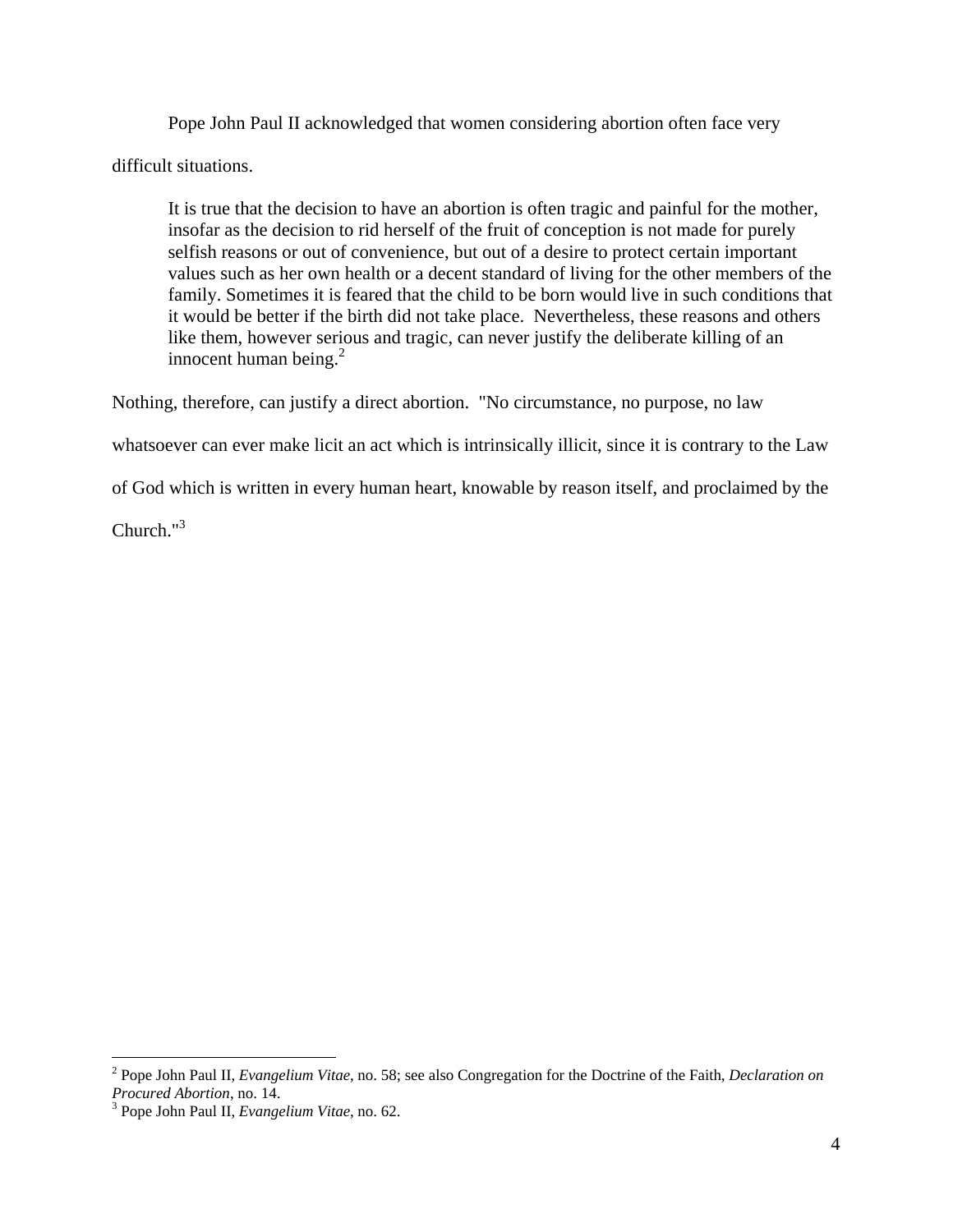Pope John Paul II acknowledged that women considering abortion often face very difficult situations.

> It is true that the decision to have an abortion is often tragic and painful for the mother, insofar as the decision to rid herself of the fruit of conception is not made for purely selfish reasons or out of convenience, but out of a desire to protect certain important values such as her own health or a decent standard of living for the other members of the family. Sometimes it is feared that the child to be born would live in such conditions that it would be better if the birth did not take place. Nevertheless, these reasons and others like them, however serious and tragic, can never justify the deliberate killing of an innocent human being.[2]

Nothing, therefore, can justify a direct abortion. "No circumstance, no purpose, no law whatsoever can ever make licit an act which is intrinsically illicit, since it is contrary to the Law of God which is written in every human heart, knowable by reason itself, and proclaimed by the Church."[3]

---

[2] Pope John Paul II, *Evangelium Vitae*, no. 58; see also Congregation for the Doctrine of the Faith, *Declaration on Procured Abortion*, no. 14.

[3] Pope John Paul II, *Evangelium Vitae*, no. 62.